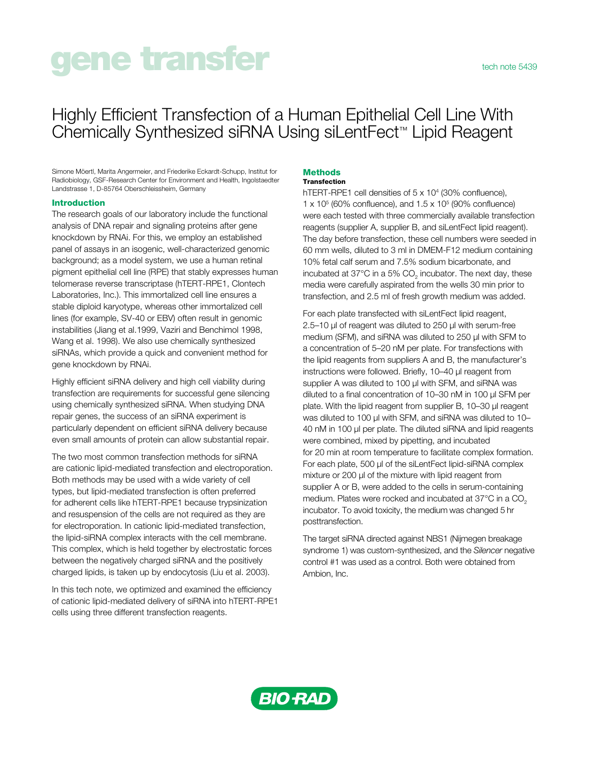gene transfer

tech note 5439

# Highly Efficient Transfection of a Human Epithelial Cell Line With Chemically Synthesized siRNA Using siLentFect™ Lipid Reagent

Simone Möertl, Marita Angermeier, and Friederike Eckardt-Schupp, Institut for Radiobiology, GSF-Research Center for Environment and Health, Ingolstaedter Landstrasse 1, D-85764 Oberschleissheim, Germany

## Introduction

The research goals of our laboratory include the functional analysis of DNA repair and signaling proteins after gene knockdown by RNAi. For this, we employ an established panel of assays in an isogenic, well-characterized genomic background; as a model system, we use a human retinal pigment epithelial cell line (RPE) that stably expresses human telomerase reverse transcriptase (hTERT-RPE1, Clontech Laboratories, Inc.). This immortalized cell line ensures a stable diploid karyotype, whereas other immortalized cell lines (for example, SV-40 or EBV) often result in genomic instabilities (Jiang et al.1999, Vaziri and Benchimol 1998, Wang et al. 1998). We also use chemically synthesized siRNAs, which provide a quick and convenient method for gene knockdown by RNAi.

Highly efficient siRNA delivery and high cell viability during transfection are requirements for successful gene silencing using chemically synthesized siRNA. When studying DNA repair genes, the success of an siRNA experiment is particularly dependent on efficient siRNA delivery because even small amounts of protein can allow substantial repair.

The two most common transfection methods for siRNA are cationic lipid-mediated transfection and electroporation. Both methods may be used with a wide variety of cell types, but lipid-mediated transfection is often preferred for adherent cells like hTERT-RPE1 because trypsinization and resuspension of the cells are not required as they are for electroporation. In cationic lipid-mediated transfection, the lipid-siRNA complex interacts with the cell membrane. This complex, which is held together by electrostatic forces between the negatively charged siRNA and the positively charged lipids, is taken up by endocytosis (Liu et al. 2003).

In this tech note, we optimized and examined the efficiency of cationic lipid-mediated delivery of siRNA into hTERT-RPE1 cells using three different transfection reagents.

## Methods

### Transfection

hTERT-RPE1 cell densities of $5 \times 10^4$ (30% confluence), $1 \times 10^5$ (60% confluence), and $1.5 \times 10^5$ (90% confluence) were each tested with three commercially available transfection reagents (supplier A, supplier B, and siLentFect lipid reagent). The day before transfection, these cell numbers were seeded in 60 mm wells, diluted to 3 ml in DMEM-F12 medium containing 10% fetal calf serum and 7.5% sodium bicarbonate, and incubated at 37°C in a 5% $CO_2$ incubator. The next day, these media were carefully aspirated from the wells 30 min prior to transfection, and 2.5 ml of fresh growth medium was added.

For each plate transfected with siLentFect lipid reagent, 2.5–10 µl of reagent was diluted to 250 µl with serum-free medium (SFM), and siRNA was diluted to 250 µl with SFM to a concentration of 5–20 nM per plate. For transfections with the lipid reagents from suppliers A and B, the manufacturer's instructions were followed. Briefly, 10–40 µl reagent from supplier A was diluted to 100 µl with SFM, and siRNA was diluted to a final concentration of 10–30 nM in 100 µl SFM per plate. With the lipid reagent from supplier B, 10–30 µl reagent was diluted to 100 µl with SFM, and siRNA was diluted to 10–40 nM in 100 µl per plate. The diluted siRNA and lipid reagents were combined, mixed by pipetting, and incubated for 20 min at room temperature to facilitate complex formation. For each plate, 500 µl of the siLentFect lipid-siRNA complex mixture or 200 µl of the mixture with lipid reagent from supplier A or B, were added to the cells in serum-containing medium. Plates were rocked and incubated at 37°C in a $CO_2$ incubator. To avoid toxicity, the medium was changed 5 hr posttransfection.

The target siRNA directed against NBS1 (Nijmegen breakage syndrome 1) was custom-synthesized, and the *Silencer* negative control #1 was used as a control. Both were obtained from Ambion, Inc.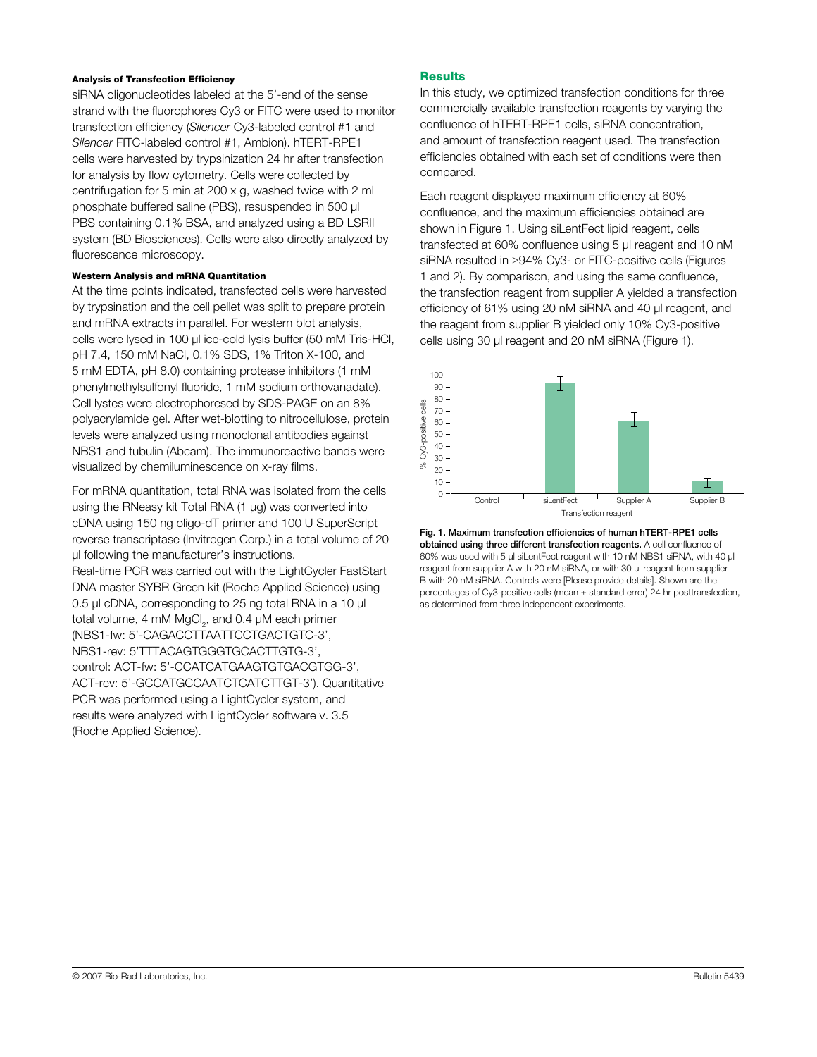#### Analysis of Transfection Efficiency

siRNA oligonucleotides labeled at the 5'-end of the sense strand with the fluorophores Cy3 or FITC were used to monitor transfection efficiency (*Silencer* Cy3-labeled control #1 and *Silencer* FITC-labeled control #1, Ambion). hTERT-RPE1 cells were harvested by trypsinization 24 hr after transfection for analysis by flow cytometry. Cells were collected by centrifugation for 5 min at 200 x g, washed twice with 2 ml phosphate buffered saline (PBS), resuspended in 500 µl PBS containing 0.1% BSA, and analyzed using a BD LSRII system (BD Biosciences). Cells were also directly analyzed by fluorescence microscopy.

#### Western Analysis and mRNA Quantitation

At the time points indicated, transfected cells were harvested by trypsination and the cell pellet was split to prepare protein and mRNA extracts in parallel. For western blot analysis, cells were lysed in 100 µl ice-cold lysis buffer (50 mM Tris-HCl, pH 7.4, 150 mM NaCl, 0.1% SDS, 1% Triton X-100, and 5 mM EDTA, pH 8.0) containing protease inhibitors (1 mM phenylmethylsulfonyl fluoride, 1 mM sodium orthovanadate). Cell lystes were electrophoresed by SDS-PAGE on an 8% polyacrylamide gel. After wet-blotting to nitrocellulose, protein levels were analyzed using monoclonal antibodies against NBS1 and tubulin (Abcam). The immunoreactive bands were visualized by chemiluminescence on x-ray films.

For mRNA quantitation, total RNA was isolated from the cells using the RNeasy kit Total RNA (1 µg) was converted into cDNA using 150 ng oligo-dT primer and 100 U SuperScript reverse transcriptase (Invitrogen Corp.) in a total volume of 20 µl following the manufacturer's instructions.
Real-time PCR was carried out with the LightCycler FastStart DNA master SYBR Green kit (Roche Applied Science) using 0.5 µl cDNA, corresponding to 25 ng total RNA in a 10 µl total volume, 4 mM $MgCl_2$, and 0.4 µM each primer (NBS1-fw: 5'-CAGACCTTAATTCCTGACTGTC-3', NBS1-rev: 5'TTTACAGTGGGTGCACTTGTG-3', control: ACT-fw: 5'-CCATCATGAAGTGTGACGTGG-3', ACT-rev: 5'-GCCATGCCAATCTCATCTTGT-3'). Quantitative PCR was performed using a LightCycler system, and results were analyzed with LightCycler software v. 3.5 (Roche Applied Science).

## Results

In this study, we optimized transfection conditions for three commercially available transfection reagents by varying the confluence of hTERT-RPE1 cells, siRNA concentration, and amount of transfection reagent used. The transfection efficiencies obtained with each set of conditions were then compared.

Each reagent displayed maximum efficiency at 60% confluence, and the maximum efficiencies obtained are shown in Figure 1. Using siLentFect lipid reagent, cells transfected at 60% confluence using 5 µl reagent and 10 nM siRNA resulted in ≥94% Cy3- or FITC-positive cells (Figures 1 and 2). By comparison, and using the same confluence, the transfection reagent from supplier A yielded a transfection efficiency of 61% using 20 nM siRNA and 40 µl reagent, and the reagent from supplier B yielded only 10% Cy3-positive cells using 30 µl reagent and 20 nM siRNA (Figure 1).

**Fig. 1. Maximum transfection efficiencies of human hTERT-RPE1 cells obtained using three different transfection reagents.** A cell confluence of 60% was used with 5 µl siLentFect reagent with 10 nM NBS1 siRNA, with 40 µl reagent from supplier A with 20 nM siRNA, or with 30 µl reagent from supplier B with 20 nM siRNA. Controls were [Please provide details]. Shown are the percentages of Cy3-positive cells (mean ± standard error) 24 hr posttransfection, as determined from three independent experiments.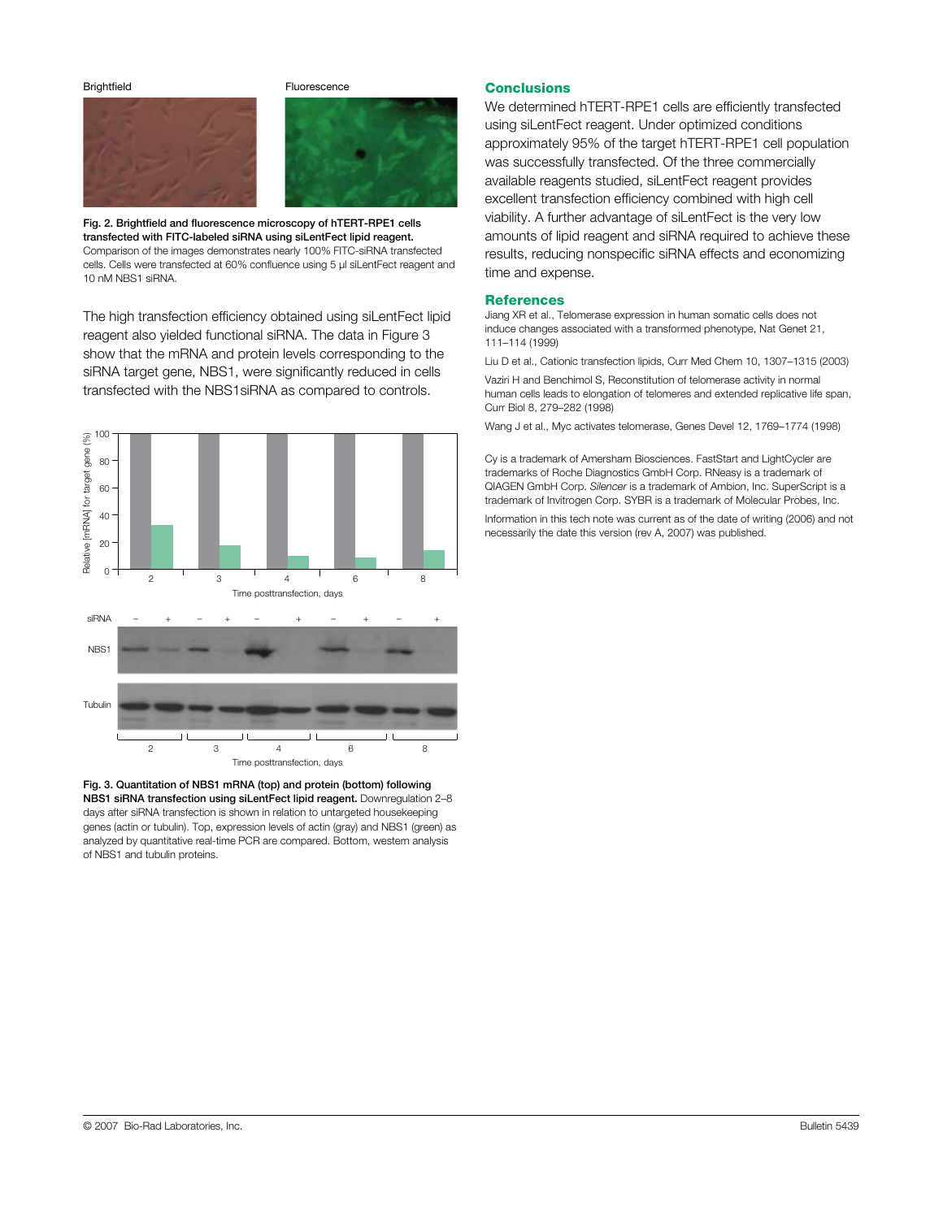Fig. 2. **Brightfield and fluorescence microscopy of hTERT-RPE1 cells transfected with FITC-labeled siRNA using siLentFect lipid reagent.** Comparison of the images demonstrates nearly 100% FITC-siRNA transfected cells. Cells were transfected at 60% confluence using 5 µl siLentFect reagent and 10 nM NBS1 siRNA.

The high transfection efficiency obtained using siLentFect lipid reagent also yielded functional siRNA. The data in Figure 3 show that the mRNA and protein levels corresponding to the siRNA target gene, NBS1, were significantly reduced in cells transfected with the NBS1siRNA as compared to controls.

**Fig. 3. Quantitation of NBS1 mRNA (top) and protein (bottom) following NBS1 siRNA transfection using siLentFect lipid reagent.** Downregulation 2–8 days after siRNA transfection is shown in relation to untargeted housekeeping genes (actin or tubulin). Top, expression levels of actin (gray) and NBS1 (green) as analyzed by quantitative real-time PCR are compared. Bottom, western analysis of NBS1 and tubulin proteins.

## Conclusions

We determined hTERT-RPE1 cells are efficiently transfected using siLentFect reagent. Under optimized conditions approximately 95% of the target hTERT-RPE1 cell population was successfully transfected. Of the three commercially available reagents studied, siLentFect reagent provides excellent transfection efficiency combined with high cell viability. A further advantage of siLentFect is the very low amounts of lipid reagent and siRNA required to achieve these results, reducing nonspecific siRNA effects and economizing time and expense.

## References

Jiang XR et al., Telomerase expression in human somatic cells does not induce changes associated with a transformed phenotype, Nat Genet 21, 111–114 (1999)

Liu D et al., Cationic transfection lipids, Curr Med Chem 10, 1307–1315 (2003)

Vaziri H and Benchimol S, Reconstitution of telomerase activity in normal human cells leads to elongation of telomeres and extended replicative life span, Curr Biol 8, 279–282 (1998)

Wang J et al., Myc activates telomerase, Genes Devel 12, 1769–1774 (1998)

Cy is a trademark of Amersham Biosciences. FastStart and LightCycler are trademarks of Roche Diagnostics GmbH Corp. RNeasy is a trademark of QIAGEN GmbH Corp. *Silencer* is a trademark of Ambion, Inc. SuperScript is a trademark of Invitrogen Corp. SYBR is a trademark of Molecular Probes, Inc.

Information in this tech note was current as of the date of writing (2006) and not necessarily the date this version (rev A, 2007) was published.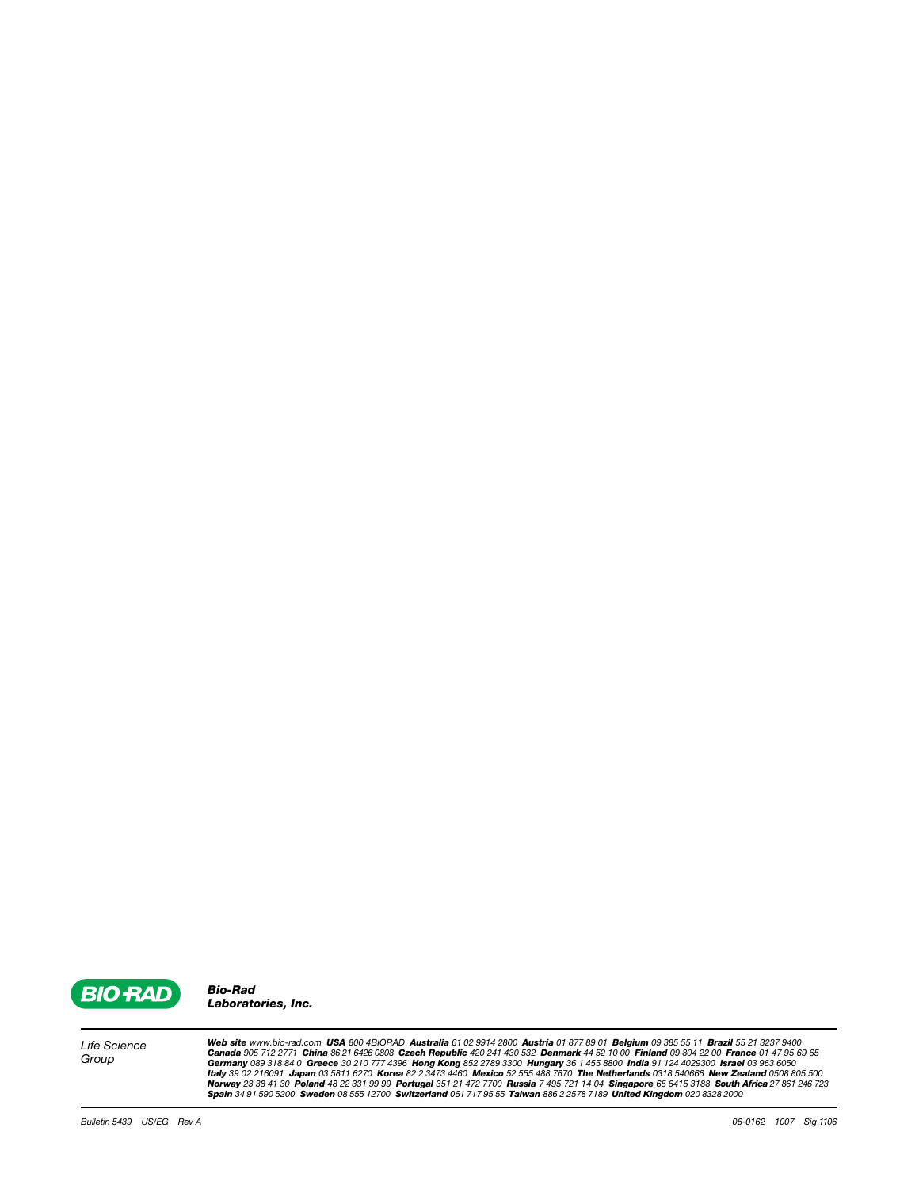**BIO-RAD**

***Bio-Rad Laboratories, Inc.***

---

*Life Science Group*

***Web site*** *www.bio-rad.com* ***USA*** *800 4BIORAD* ***Australia*** *61 02 9914 2800* ***Austria*** *01 877 89 01* ***Belgium*** *09 385 55 11* ***Brazil*** *55 21 3237 9400* ***Canada*** *905 712 2771* ***China*** *86 21 6426 0808* ***Czech Republic*** *420 241 430 532* ***Denmark*** *44 52 10 00* ***Finland*** *09 804 22 00* ***France*** *01 47 95 69 65* ***Germany*** *089 318 84 0* ***Greece*** *30 210 777 4396* ***Hong Kong*** *852 2789 3300* ***Hungary*** *36 1 455 8800* ***India*** *91 124 4029300* ***Israel*** *03 963 6050* ***Italy*** *39 02 216091* ***Japan*** *03 5811 6270* ***Korea*** *82 2 3473 4460* ***Mexico*** *52 555 488 7670* ***The Netherlands*** *0318 540666* ***New Zealand*** *0508 805 500* ***Norway*** *23 38 41 30* ***Poland*** *48 22 331 99 99* ***Portugal*** *351 21 472 7700* ***Russia*** *7 495 721 14 04* ***Singapore*** *65 6415 3188* ***South Africa*** *27 861 246 723* ***Spain*** *34 91 590 5200* ***Sweden*** *08 555 12700* ***Switzerland*** *061 717 95 55* ***Taiwan*** *886 2 2578 7189* ***United Kingdom*** *020 8328 2000*

---

*Bulletin 5439 US/EG Rev A* *06-0162 1007 Sig 1106*